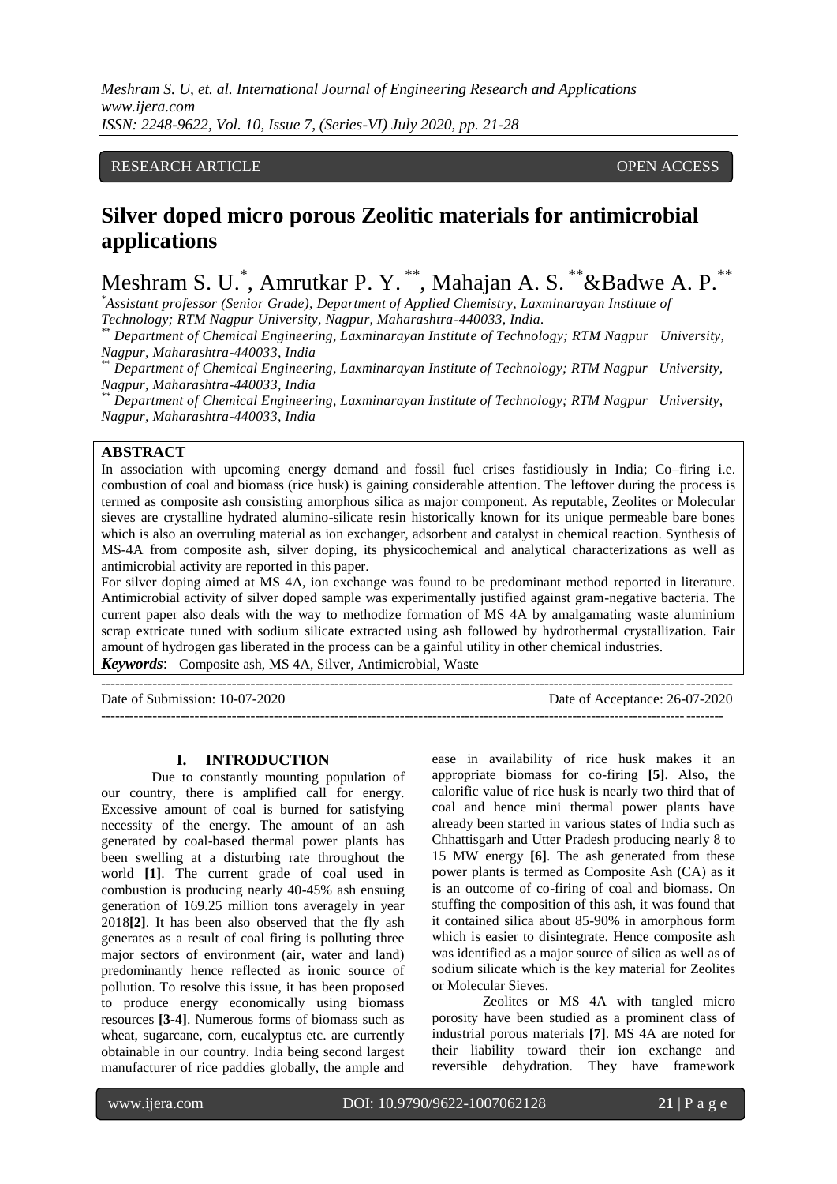RESEARCH ARTICLE OPEN ACCESS

# Silver doped micro porous Zeolitic materials for antimicrobial applications

Meshram S. U.[*], Amrutkar P. Y.[**], Mahajan A. S.[**] & Badwe A. P.[**]

[*]Assistant professor (Senior Grade), Department of Applied Chemistry, Laxminarayan Institute of Technology; RTM Nagpur University, Nagpur, Maharashtra-440033, India.

[**] Department of Chemical Engineering, Laxminarayan Institute of Technology; RTM Nagpur University, Nagpur, Maharashtra-440033, India

[**] Department of Chemical Engineering, Laxminarayan Institute of Technology; RTM Nagpur University, Nagpur, Maharashtra-440033, India

[**] Department of Chemical Engineering, Laxminarayan Institute of Technology; RTM Nagpur University, Nagpur, Maharashtra-440033, India

## ABSTRACT

In association with upcoming energy demand and fossil fuel crises fastidiously in India; Co–firing i.e. combustion of coal and biomass (rice husk) is gaining considerable attention. The leftover during the process is termed as composite ash consisting amorphous silica as major component. As reputable, Zeolites or Molecular sieves are crystalline hydrated alumino-silicate resin historically known for its unique permeable bare bones which is also an overruling material as ion exchanger, adsorbent and catalyst in chemical reaction. Synthesis of MS-4A from composite ash, silver doping, its physicochemical and analytical characterizations as well as antimicrobial activity are reported in this paper.

For silver doping aimed at MS 4A, ion exchange was found to be predominant method reported in literature. Antimicrobial activity of silver doped sample was experimentally justified against gram-negative bacteria. The current paper also deals with the way to methodize formation of MS 4A by amalgamating waste aluminium scrap extricate tuned with sodium silicate extracted using ash followed by hydrothermal crystallization. Fair amount of hydrogen gas liberated in the process can be a gainful utility in other chemical industries.

***Keywords***: Composite ash, MS 4A, Silver, Antimicrobial, Waste

---

Date of Submission: 10-07-2020 Date of Acceptance: 26-07-2020

---

## I. INTRODUCTION

Due to constantly mounting population of our country, there is amplified call for energy. Excessive amount of coal is burned for satisfying necessity of the energy. The amount of an ash generated by coal-based thermal power plants has been swelling at a disturbing rate throughout the world **[1]**. The current grade of coal used in combustion is producing nearly 40-45% ash ensuing generation of 169.25 million tons averagely in year 2018**[2]**. It has been also observed that the fly ash generates as a result of coal firing is polluting three major sectors of environment (air, water and land) predominantly hence reflected as ironic source of pollution. To resolve this issue, it has been proposed to produce energy economically using biomass resources **[3-4]**. Numerous forms of biomass such as wheat, sugarcane, corn, eucalyptus etc. are currently obtainable in our country. India being second largest manufacturer of rice paddies globally, the ample and ease in availability of rice husk makes it an appropriate biomass for co-firing **[5]**. Also, the calorific value of rice husk is nearly two third that of coal and hence mini thermal power plants have already been started in various states of India such as Chhattisgarh and Utter Pradesh producing nearly 8 to 15 MW energy **[6]**. The ash generated from these power plants is termed as Composite Ash (CA) as it is an outcome of co-firing of coal and biomass. On stuffing the composition of this ash, it was found that it contained silica about 85-90% in amorphous form which is easier to disintegrate. Hence composite ash was identified as a major source of silica as well as of sodium silicate which is the key material for Zeolites or Molecular Sieves.

Zeolites or MS 4A with tangled micro porosity have been studied as a prominent class of industrial porous materials **[7]**. MS 4A are noted for their liability toward their ion exchange and reversible dehydration. They have framework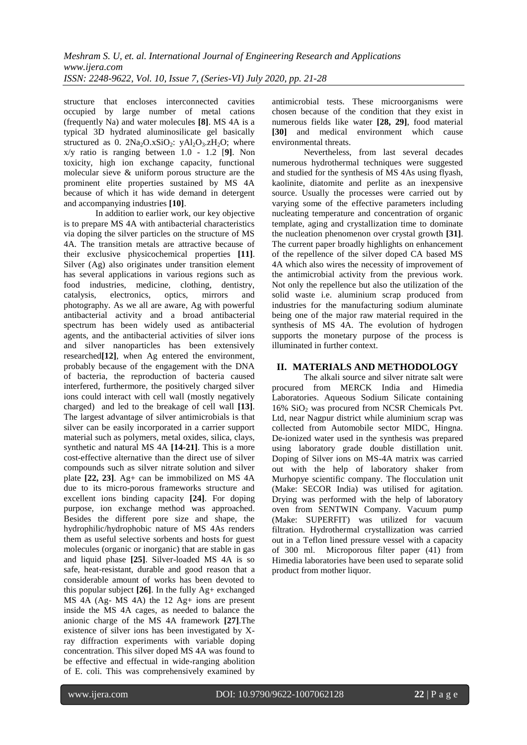structure that encloses interconnected cavities occupied by large number of metal cations (frequently Na) and water molecules **[8]**. MS 4A is a typical 3D hydrated aluminosilicate gel basically structured as 0. $2Na_2O.xSiO_2$: $yAl_2O_3.zH_2O$; where x/y ratio is ranging between 1.0 - 1.2 [**9**]. Non toxicity, high ion exchange capacity, functional molecular sieve & uniform porous structure are the prominent elite properties sustained by MS 4A because of which it has wide demand in detergent and accompanying industries **[10]**.

In addition to earlier work, our key objective is to prepare MS 4A with antibacterial characteristics via doping the silver particles on the structure of MS 4A. The transition metals are attractive because of their exclusive physicochemical properties **[11]**. Silver (Ag) also originates under transition element has several applications in various regions such as food industries, medicine, clothing, dentistry, catalysis, electronics, optics, mirrors and photography. As we all are aware, Ag with powerful antibacterial activity and a broad antibacterial spectrum has been widely used as antibacterial agents, and the antibacterial activities of silver ions and silver nanoparticles has been extensively researched**[12]**, when Ag entered the environment, probably because of the engagement with the DNA of bacteria, the reproduction of bacteria caused interfered, furthermore, the positively charged silver ions could interact with cell wall (mostly negatively charged) and led to the breakage of cell wall **[13]**. The largest advantage of silver antimicrobials is that silver can be easily incorporated in a carrier support material such as polymers, metal oxides, silica, clays, synthetic and natural MS 4A **[14-21]**. This is a more cost-effective alternative than the direct use of silver compounds such as silver nitrate solution and silver plate **[22, 23]**. Ag+ can be immobilized on MS 4A due to its micro-porous frameworks structure and excellent ions binding capacity **[24]**. For doping purpose, ion exchange method was approached. Besides the different pore size and shape, the hydrophilic/hydrophobic nature of MS 4As renders them as useful selective sorbents and hosts for guest molecules (organic or inorganic) that are stable in gas and liquid phase **[25]**. Silver-loaded MS 4A is so safe, heat-resistant, durable and good reason that a considerable amount of works has been devoted to this popular subject **[26]**. In the fully Ag+ exchanged MS 4A (Ag- MS 4A) the 12 Ag+ ions are present inside the MS 4A cages, as needed to balance the anionic charge of the MS 4A framework **[27]**.The existence of silver ions has been investigated by X-ray diffraction experiments with variable doping concentration. This silver doped MS 4A was found to be effective and effectual in wide-ranging abolition of E. coli. This was comprehensively examined by antimicrobial tests. These microorganisms were chosen because of the condition that they exist in numerous fields like water **[28, 29]**, food material **[30]** and medical environment which cause environmental threats.

Nevertheless, from last several decades numerous hydrothermal techniques were suggested and studied for the synthesis of MS 4As using flyash, kaolinite, diatomite and perlite as an inexpensive source. Usually the processes were carried out by varying some of the effective parameters including nucleating temperature and concentration of organic template, aging and crystallization time to dominate the nucleation phenomenon over crystal growth **[31]**. The current paper broadly highlights on enhancement of the repellence of the silver doped CA based MS 4A which also wires the necessity of improvement of the antimicrobial activity from the previous work. Not only the repellence but also the utilization of the solid waste i.e. aluminium scrap produced from industries for the manufacturing sodium aluminate being one of the major raw material required in the synthesis of MS 4A. The evolution of hydrogen supports the monetary purpose of the process is illuminated in further context.

## II. MATERIALS AND METHODOLOGY

The alkali source and silver nitrate salt were procured from MERCK India and Himedia Laboratories. Aqueous Sodium Silicate containing 16% $SiO_2$ was procured from NCSR Chemicals Pvt. Ltd, near Nagpur district while aluminium scrap was collected from Automobile sector MIDC, Hingna. De-ionized water used in the synthesis was prepared using laboratory grade double distillation unit. Doping of Silver ions on MS-4A matrix was carried out with the help of laboratory shaker from Murhopye scientific company. The flocculation unit (Make: SECOR India) was utilised for agitation. Drying was performed with the help of laboratory oven from SENTWIN Company. Vacuum pump (Make: SUPERFIT) was utilized for vacuum filtration. Hydrothermal crystallization was carried out in a Teflon lined pressure vessel with a capacity of 300 ml. Microporous filter paper (41) from Himedia laboratories have been used to separate solid product from mother liquor.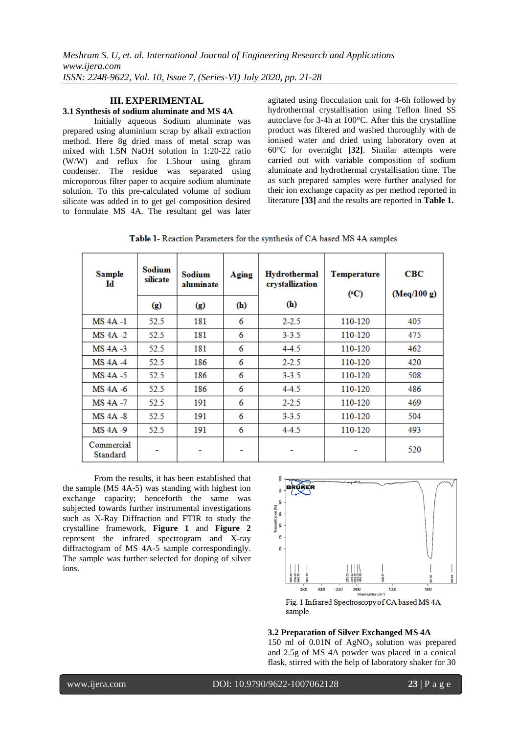## III. EXPERIMENTAL

### 3.1 Synthesis of sodium aluminate and MS 4A

Initially aqueous Sodium aluminate was prepared using aluminium scrap by alkali extraction method. Here 8g dried mass of metal scrap was mixed with 1.5N NaOH solution in 1:20-22 ratio (W/W) and reflux for 1.5hour using ghram condenser. The residue was separated using microporous filter paper to acquire sodium aluminate solution. To this pre-calculated volume of sodium silicate was added in to get gel composition desired to formulate MS 4A. The resultant gel was later agitated using flocculation unit for 4-6h followed by hydrothermal crystallisation using Teflon lined SS autoclave for 3-4h at 100°C. After this the crystalline product was filtered and washed thoroughly with de ionised water and dried using laboratory oven at 60°C for overnight **[32]**. Similar attempts were carried out with variable composition of sodium aluminate and hydrothermal crystallisation time. The as such prepared samples were further analysed for their ion exchange capacity as per method reported in literature **[33]** and the results are reported in **Table 1.**

**Table 1**- Reaction Parameters for the synthesis of CA based MS 4A samples

| Sample Id | Sodium silicate (g) | Sodium aluminate (g) | Aging (h) | Hydrothermal crystallization (h) | Temperature (°C) | CBC (Meq/100 g) |
|---|---|---|---|---|---|---|
| MS 4A -1 | 52.5 | 181 | 6 | 2-2.5 | 110-120 | 405 |
| MS 4A -2 | 52.5 | 181 | 6 | 3-3.5 | 110-120 | 475 |
| MS 4A -3 | 52.5 | 181 | 6 | 4-4.5 | 110-120 | 462 |
| MS 4A -4 | 52.5 | 186 | 6 | 2-2.5 | 110-120 | 420 |
| MS 4A -5 | 52.5 | 186 | 6 | 3-3.5 | 110-120 | 508 |
| MS 4A -6 | 52.5 | 186 | 6 | 4-4.5 | 110-120 | 486 |
| MS 4A -7 | 52.5 | 191 | 6 | 2-2.5 | 110-120 | 469 |
| MS 4A -8 | 52.5 | 191 | 6 | 3-3.5 | 110-120 | 504 |
| MS 4A -9 | 52.5 | 191 | 6 | 4-4.5 | 110-120 | 493 |
| Commercial Standard | - | - | - | - | - | 520 |

From the results, it has been established that the sample (MS 4A-5) was standing with highest ion exchange capacity; henceforth the same was subjected towards further instrumental investigations such as X-Ray Diffraction and FTIR to study the crystalline framework, **Figure 1** and **Figure 2** represent the infrared spectrogram and X-ray diffractogram of MS 4A-5 sample correspondingly. The sample was further selected for doping of silver ions.

Fig. 1 Infrared Spectroscopy of CA based MS 4A sample

### 3.2 Preparation of Silver Exchanged MS 4A

150 ml of 0.01N of $AgNO_3$ solution was prepared and 2.5g of MS 4A powder was placed in a conical flask, stirred with the help of laboratory shaker for 30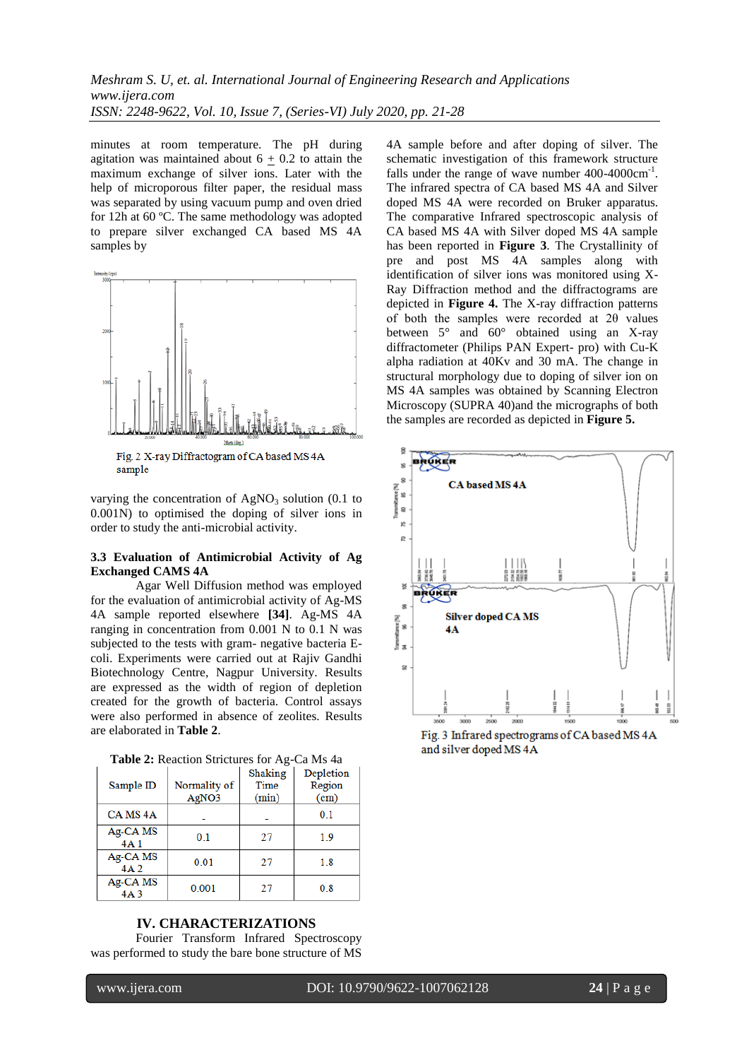minutes at room temperature. The pH during agitation was maintained about 6 $\pm$ 0.2 to attain the maximum exchange of silver ions. Later with the help of microporous filter paper, the residual mass was separated by using vacuum pump and oven dried for 12h at 60 ºC. The same methodology was adopted to prepare silver exchanged CA based MS 4A samples by

Fig. 2 X-ray Diffractogram of CA based MS 4A sample

varying the concentration of $AgNO_3$ solution (0.1 to 0.001N) to optimised the doping of silver ions in order to study the anti-microbial activity.

### 3.3 Evaluation of Antimicrobial Activity of Ag Exchanged CAMS 4A

Agar Well Diffusion method was employed for the evaluation of antimicrobial activity of Ag-MS 4A sample reported elsewhere **[34]**. Ag-MS 4A ranging in concentration from 0.001 N to 0.1 N was subjected to the tests with gram- negative bacteria E-coli. Experiments were carried out at Rajiv Gandhi Biotechnology Centre, Nagpur University. Results are expressed as the width of region of depletion created for the growth of bacteria. Control assays were also performed in absence of zeolites. Results are elaborated in **Table 2**.

**Table 2:** Reaction Strictures for Ag-Ca Ms 4a

| Sample ID | Normality of AgNO3 | Shaking Time (min) | Depletion Region (cm) |
|---|---|---|---|
| CA MS 4A | - | - | 0.1 |
| Ag-CA MS 4A 1 | 0.1 | 27 | 1.9 |
| Ag-CA MS 4A 2 | 0.01 | 27 | 1.8 |
| Ag-CA MS 4A 3 | 0.001 | 27 | 0.8 |

## IV. CHARACTERIZATIONS

Fourier Transform Infrared Spectroscopy was performed to study the bare bone structure of MS 4A sample before and after doping of silver. The schematic investigation of this framework structure falls under the range of wave number 400-4000cm$^{-1}$. The infrared spectra of CA based MS 4A and Silver doped MS 4A were recorded on Bruker apparatus. The comparative Infrared spectroscopic analysis of CA based MS 4A with Silver doped MS 4A sample has been reported in **Figure 3**. The Crystallinity of pre and post MS 4A samples along with identification of silver ions was monitored using X-Ray Diffraction method and the diffractograms are depicted in **Figure 4.** The X-ray diffraction patterns of both the samples were recorded at 2θ values between 5° and 60° obtained using an X-ray diffractometer (Philips PAN Expert- pro) with Cu-K alpha radiation at 40Kv and 30 mA. The change in structural morphology due to doping of silver ion on MS 4A samples was obtained by Scanning Electron Microscopy (SUPRA 40)and the micrographs of both the samples are recorded as depicted in **Figure 5.**

Fig. 3 Infrared spectrograms of CA based MS 4A and silver doped MS 4A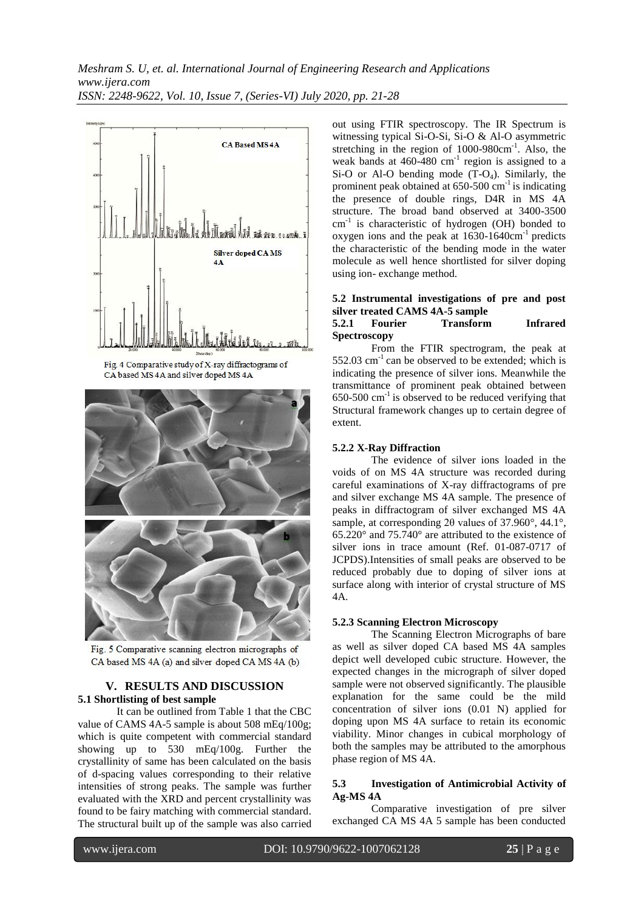Fig. 4 Comparative study of X-ray diffractograms of CA based MS 4A and silver doped MS 4A

Fig. 5 Comparative scanning electron micrographs of CA based MS 4A (a) and silver doped CA MS 4A (b)

## V. RESULTS AND DISCUSSION

### 5.1 Shortlisting of best sample

It can be outlined from Table 1 that the CBC value of CAMS 4A-5 sample is about 508 mEq/100g; which is quite competent with commercial standard showing up to 530 mEq/100g. Further the crystallinity of same has been calculated on the basis of d-spacing values corresponding to their relative intensities of strong peaks. The sample was further evaluated with the XRD and percent crystallinity was found to be fairy matching with commercial standard. The structural built up of the sample was also carried out using FTIR spectroscopy. The IR Spectrum is witnessing typical Si-O-Si, Si-O & Al-O asymmetric stretching in the region of 1000-980cm$^{-1}$. Also, the weak bands at 460-480 cm$^{-1}$ region is assigned to a Si-O or Al-O bending mode (T-$O_4$). Similarly, the prominent peak obtained at 650-500 cm$^{-1}$ is indicating the presence of double rings, D4R in MS 4A structure. The broad band observed at 3400-3500 cm$^{-1}$ is characteristic of hydrogen (OH) bonded to oxygen ions and the peak at 1630-1640cm$^{-1}$ predicts the characteristic of the bending mode in the water molecule as well hence shortlisted for silver doping using ion- exchange method.

### 5.2 Instrumental investigations of pre and post silver treated CAMS 4A-5 sample

#### 5.2.1 Fourier Transform Infrared Spectroscopy

From the FTIR spectrogram, the peak at 552.03 cm$^{-1}$ can be observed to be extended; which is indicating the presence of silver ions. Meanwhile the transmittance of prominent peak obtained between 650-500 cm$^{-1}$ is observed to be reduced verifying that Structural framework changes up to certain degree of extent.

#### 5.2.2 X-Ray Diffraction

The evidence of silver ions loaded in the voids of on MS 4A structure was recorded during careful examinations of X-ray diffractograms of pre and silver exchange MS 4A sample. The presence of peaks in diffractogram of silver exchanged MS 4A sample, at corresponding 2θ values of 37.960°, 44.1°, 65.220° and 75.740° are attributed to the existence of silver ions in trace amount (Ref. 01-087-0717 of JCPDS).Intensities of small peaks are observed to be reduced probably due to doping of silver ions at surface along with interior of crystal structure of MS 4A.

#### 5.2.3 Scanning Electron Microscopy

The Scanning Electron Micrographs of bare as well as silver doped CA based MS 4A samples depict well developed cubic structure. However, the expected changes in the micrograph of silver doped sample were not observed significantly. The plausible explanation for the same could be the mild concentration of silver ions (0.01 N) applied for doping upon MS 4A surface to retain its economic viability. Minor changes in cubical morphology of both the samples may be attributed to the amorphous phase region of MS 4A.

### 5.3 Investigation of Antimicrobial Activity of Ag-MS 4A

Comparative investigation of pre silver exchanged CA MS 4A 5 sample has been conducted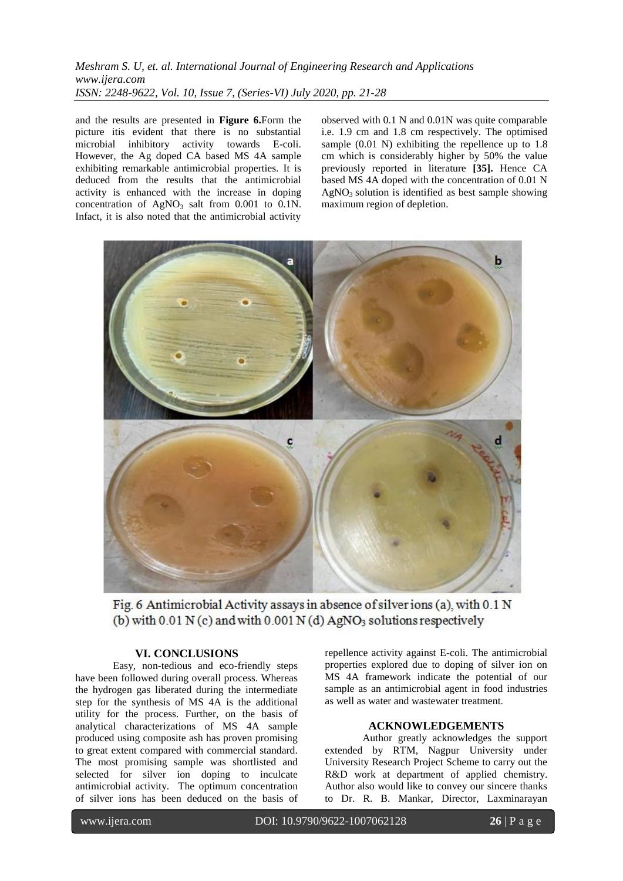and the results are presented in **Figure 6.**Form the picture itis evident that there is no substantial microbial inhibitory activity towards E-coli. However, the Ag doped CA based MS 4A sample exhibiting remarkable antimicrobial properties. It is deduced from the results that the antimicrobial activity is enhanced with the increase in doping concentration of $AgNO_3$ salt from 0.001 to 0.1N. Infact, it is also noted that the antimicrobial activity observed with 0.1 N and 0.01N was quite comparable i.e. 1.9 cm and 1.8 cm respectively. The optimised sample (0.01 N) exhibiting the repellence up to 1.8 cm which is considerably higher by 50% the value previously reported in literature **[35].** Hence CA based MS 4A doped with the concentration of 0.01 N $AgNO_3$ solution is identified as best sample showing maximum region of depletion.

Fig. 6 Antimicrobial Activity assays in absence of silver ions (a), with 0.1 N (b) with 0.01 N (c) and with 0.001 N (d) $AgNO_3$ solutions respectively

## VI. CONCLUSIONS

Easy, non-tedious and eco-friendly steps have been followed during overall process. Whereas the hydrogen gas liberated during the intermediate step for the synthesis of MS 4A is the additional utility for the process. Further, on the basis of analytical characterizations of MS 4A sample produced using composite ash has proven promising to great extent compared with commercial standard. The most promising sample was shortlisted and selected for silver ion doping to inculcate antimicrobial activity. The optimum concentration of silver ions has been deduced on the basis of repellence activity against E-coli. The antimicrobial properties explored due to doping of silver ion on MS 4A framework indicate the potential of our sample as an antimicrobial agent in food industries as well as water and wastewater treatment.

## ACKNOWLEDGEMENTS

Author greatly acknowledges the support extended by RTM, Nagpur University under University Research Project Scheme to carry out the R&D work at department of applied chemistry. Author also would like to convey our sincere thanks to Dr. R. B. Mankar, Director, Laxminarayan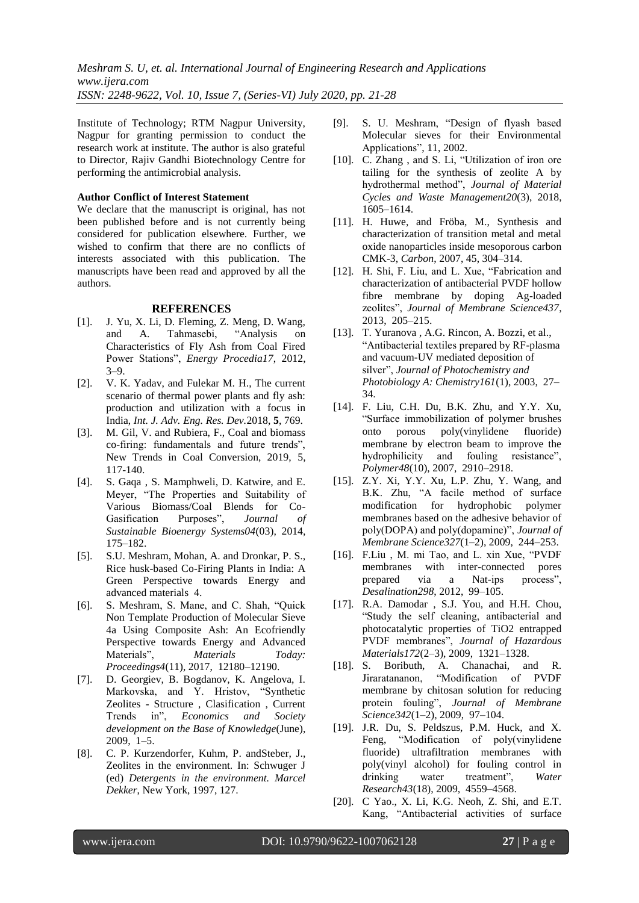Institute of Technology; RTM Nagpur University, Nagpur for granting permission to conduct the research work at institute. The author is also grateful to Director, Rajiv Gandhi Biotechnology Centre for performing the antimicrobial analysis.

**Author Conflict of Interest Statement**

We declare that the manuscript is original, has not been published before and is not currently being considered for publication elsewhere. Further, we wished to confirm that there are no conflicts of interests associated with this publication. The manuscripts have been read and approved by all the authors.

## REFERENCES

- [1]. J. Yu, X. Li, D. Fleming, Z. Meng, D. Wang, and A. Tahmasebi, "Analysis on Characteristics of Fly Ash from Coal Fired Power Stations", *Energy Procedia17*, 2012, 3–9.
- [2]. V. K. Yadav, and Fulekar M. H., The current scenario of thermal power plants and fly ash: production and utilization with a focus in India, *Int. J. Adv. Eng. Res. Dev.*2018, **5**, 769.
- [3]. M. Gil, V. and Rubiera, F., Coal and biomass co-firing: fundamentals and future trends", New Trends in Coal Conversion, 2019, 5, 117-140.
- [4]. S. Gaqa , S. Mamphweli, D. Katwire, and E. Meyer, "The Properties and Suitability of Various Biomass/Coal Blends for Co-Gasification Purposes", *Journal of Sustainable Bioenergy Systems04*(03), 2014, 175–182.
- [5]. S.U. Meshram, Mohan, A. and Dronkar, P. S., Rice husk-based Co-Firing Plants in India: A Green Perspective towards Energy and advanced materials 4.
- [6]. S. Meshram, S. Mane, and C. Shah, "Quick Non Template Production of Molecular Sieve 4a Using Composite Ash: An Ecofriendly Perspective towards Energy and Advanced Materials", *Materials Today: Proceedings4*(11), 2017, 12180–12190.
- [7]. D. Georgiev, B. Bogdanov, K. Angelova, I. Markovska, and Y. Hristov, "Synthetic Zeolites - Structure , Clasification , Current Trends in", *Economics and Society development on the Base of Knowledge*(June), 2009, 1–5.
- [8]. C. P. Kurzendorfer, Kuhm, P. andSteber, J., Zeolites in the environment. In: Schwuger J (ed) *Detergents in the environment. Marcel Dekker*, New York, 1997, 127.
- [9]. S. U. Meshram, "Design of flyash based Molecular sieves for their Environmental Applications", 11, 2002.
- [10]. C. Zhang , and S. Li, "Utilization of iron ore tailing for the synthesis of zeolite A by hydrothermal method", *Journal of Material Cycles and Waste Management20*(3), 2018, 1605–1614.
- [11]. H. Huwe, and Fröba, M., Synthesis and characterization of transition metal and metal oxide nanoparticles inside mesoporous carbon CMK-3, *Carbon*, 2007, 45, 304–314.
- [12]. H. Shi, F. Liu, and L. Xue, "Fabrication and characterization of antibacterial PVDF hollow fibre membrane by doping Ag-loaded zeolites", *Journal of Membrane Science437*, 2013, 205–215.
- [13]. T. Yuranova , A.G. Rincon, A. Bozzi, et al., "Antibacterial textiles prepared by RF-plasma and vacuum-UV mediated deposition of silver", *Journal of Photochemistry and Photobiology A: Chemistry161*(1), 2003, 27–34.
- [14]. F. Liu, C.H. Du, B.K. Zhu, and Y.Y. Xu, "Surface immobilization of polymer brushes onto porous poly(vinylidene fluoride) membrane by electron beam to improve the hydrophilicity and fouling resistance", *Polymer48*(10), 2007, 2910–2918.
- [15]. Z.Y. Xi, Y.Y. Xu, L.P. Zhu, Y. Wang, and B.K. Zhu, "A facile method of surface modification for hydrophobic polymer membranes based on the adhesive behavior of poly(DOPA) and poly(dopamine)", *Journal of Membrane Science327*(1–2), 2009, 244–253.
- [16]. F.Liu , M. mi Tao, and L. xin Xue, "PVDF membranes with inter-connected pores prepared via a Nat-ips process", *Desalination298*, 2012, 99–105.
- [17]. R.A. Damodar , S.J. You, and H.H. Chou, "Study the self cleaning, antibacterial and photocatalytic properties of TiO2 entrapped PVDF membranes", *Journal of Hazardous Materials172*(2–3), 2009, 1321–1328.
- [18]. S. Boributh, A. Chanachai, and R. Jiraratananon, "Modification of PVDF membrane by chitosan solution for reducing protein fouling", *Journal of Membrane Science342*(1–2), 2009, 97–104.
- [19]. J.R. Du, S. Peldszus, P.M. Huck, and X. Feng, "Modification of poly(vinylidene fluoride) ultrafiltration membranes with poly(vinyl alcohol) for fouling control in drinking water treatment", *Water Research43*(18), 2009, 4559–4568.
- [20]. C Yao., X. Li, K.G. Neoh, Z. Shi, and E.T. Kang, "Antibacterial activities of surface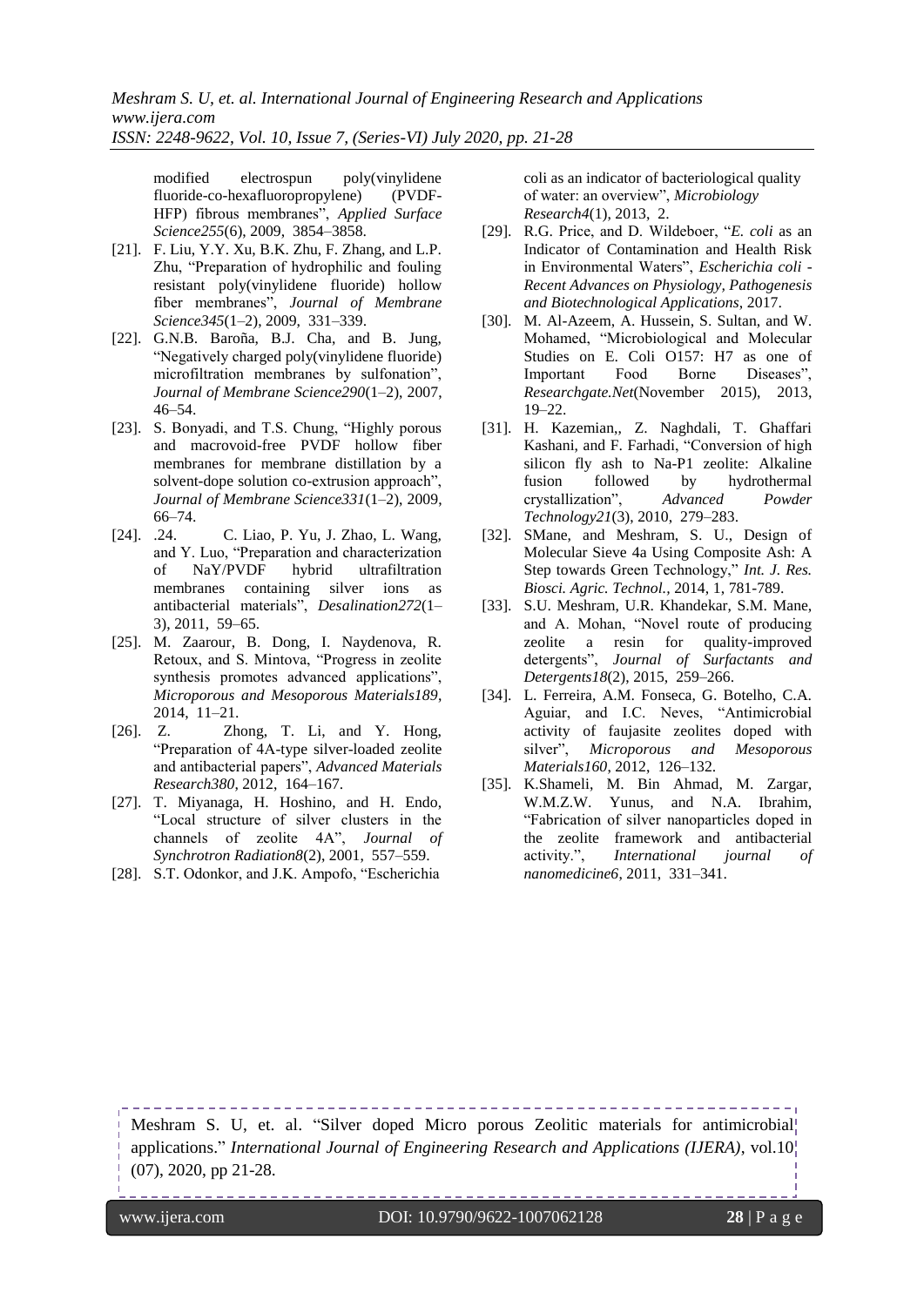modified electrospun poly(vinylidene fluoride-co-hexafluoropropylene) (PVDF-HFP) fibrous membranes", *Applied Surface Science255*(6), 2009, 3854–3858.

[21]. F. Liu, Y.Y. Xu, B.K. Zhu, F. Zhang, and L.P. Zhu, "Preparation of hydrophilic and fouling resistant poly(vinylidene fluoride) hollow fiber membranes", *Journal of Membrane Science345*(1–2), 2009, 331–339.

[22]. G.N.B. Baroña, B.J. Cha, and B. Jung, "Negatively charged poly(vinylidene fluoride) microfiltration membranes by sulfonation", *Journal of Membrane Science290*(1–2), 2007, 46–54.

[23]. S. Bonyadi, and T.S. Chung, "Highly porous and macrovoid-free PVDF hollow fiber membranes for membrane distillation by a solvent-dope solution co-extrusion approach", *Journal of Membrane Science331*(1–2), 2009, 66–74.

[24]. .24. C. Liao, P. Yu, J. Zhao, L. Wang, and Y. Luo, "Preparation and characterization of NaY/PVDF hybrid ultrafiltration membranes containing silver ions as antibacterial materials", *Desalination272*(1–3), 2011, 59–65.

[25]. M. Zaarour, B. Dong, I. Naydenova, R. Retoux, and S. Mintova, "Progress in zeolite synthesis promotes advanced applications", *Microporous and Mesoporous Materials189*, 2014, 11–21.

[26]. Z. Zhong, T. Li, and Y. Hong, "Preparation of 4A-type silver-loaded zeolite and antibacterial papers", *Advanced Materials Research380*, 2012, 164–167.

[27]. T. Miyanaga, H. Hoshino, and H. Endo, "Local structure of silver clusters in the channels of zeolite 4A", *Journal of Synchrotron Radiation8*(2), 2001, 557–559.

[28]. S.T. Odonkor, and J.K. Ampofo, "Escherichia coli as an indicator of bacteriological quality of water: an overview", *Microbiology Research4*(1), 2013, 2.

[29]. R.G. Price, and D. Wildeboer, "*E. coli* as an Indicator of Contamination and Health Risk in Environmental Waters", *Escherichia coli - Recent Advances on Physiology, Pathogenesis and Biotechnological Applications*, 2017.

[30]. M. Al-Azeem, A. Hussein, S. Sultan, and W. Mohamed, "Microbiological and Molecular Studies on E. Coli O157: H7 as one of Important Food Borne Diseases", *Researchgate.Net*(November 2015), 2013, 19–22.

[31]. H. Kazemian,, Z. Naghdali, T. Ghaffari Kashani, and F. Farhadi, "Conversion of high silicon fly ash to Na-P1 zeolite: Alkaline fusion followed by hydrothermal crystallization", *Advanced Powder Technology21*(3), 2010, 279–283.

[32]. SMane, and Meshram, S. U., Design of Molecular Sieve 4a Using Composite Ash: A Step towards Green Technology," *Int. J. Res. Biosci. Agric. Technol.*, 2014, 1, 781-789.

[33]. S.U. Meshram, U.R. Khandekar, S.M. Mane, and A. Mohan, "Novel route of producing zeolite a resin for quality-improved detergents", *Journal of Surfactants and Detergents18*(2), 2015, 259–266.

[34]. L. Ferreira, A.M. Fonseca, G. Botelho, C.A. Aguiar, and I.C. Neves, "Antimicrobial activity of faujasite zeolites doped with silver", *Microporous and Mesoporous Materials160*, 2012, 126–132.

[35]. K.Shameli, M. Bin Ahmad, M. Zargar, W.M.Z.W. Yunus, and N.A. Ibrahim, "Fabrication of silver nanoparticles doped in the zeolite framework and antibacterial activity.", *International journal of nanomedicine6*, 2011, 331–341.

Meshram S. U, et. al. "Silver doped Micro porous Zeolitic materials for antimicrobial applications." *International Journal of Engineering Research and Applications (IJERA)*, vol.10 (07), 2020, pp 21-28.